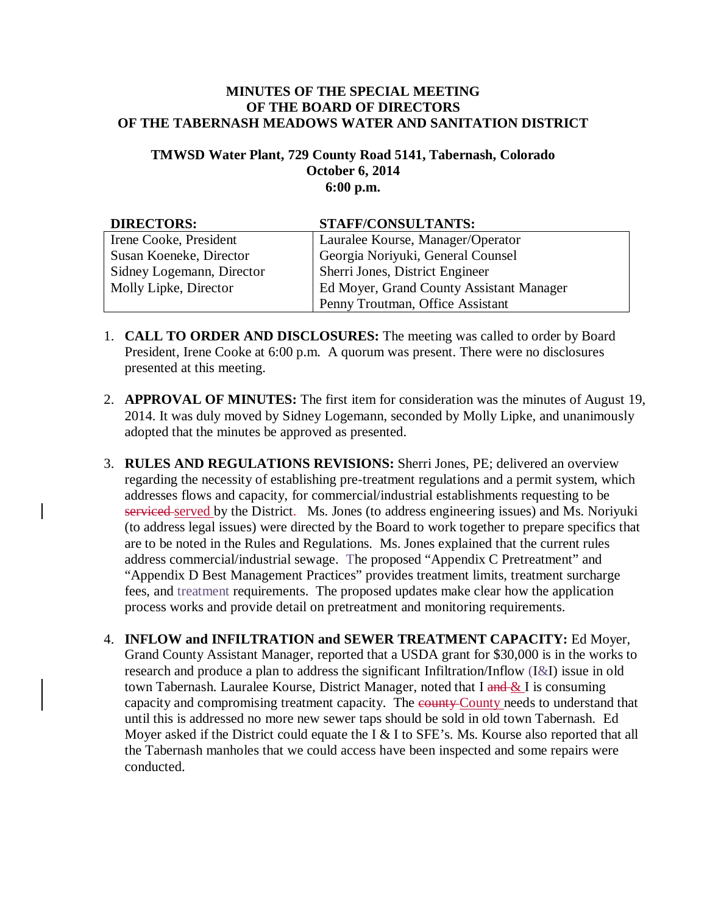# MINUTES OF THE SPECIAL MEETING OF THE BOARD OF DIRECTORS OF THE TABERNASH MEADOWS WATER AND SANITATION DISTRICT

## TMWSD Water Plant, 729 County Road 5141, Tabernash, Colorado
## October 6, 2014
## 6:00 p.m.

| DIRECTORS: | STAFF/CONSULTANTS: |
|---|---|
| Irene Cooke, President | Lauralee Kourse, Manager/Operator |
| Susan Koeneke, Director | Georgia Noriyuki, General Counsel |
| Sidney Logemann, Director | Sherri Jones, District Engineer |
| Molly Lipke, Director | Ed Moyer, Grand County Assistant Manager |
| | Penny Troutman, Office Assistant |

1. **CALL TO ORDER AND DISCLOSURES:** The meeting was called to order by Board President, Irene Cooke at 6:00 p.m. A quorum was present. There were no disclosures presented at this meeting.

2. **APPROVAL OF MINUTES:** The first item for consideration was the minutes of August 19, 2014. It was duly moved by Sidney Logemann, seconded by Molly Lipke, and unanimously adopted that the minutes be approved as presented.

3. **RULES AND REGULATIONS REVISIONS:** Sherri Jones, PE; delivered an overview regarding the necessity of establishing pre-treatment regulations and a permit system, which addresses flows and capacity, for commercial/industrial establishments requesting to be served by the District. Ms. Jones (to address engineering issues) and Ms. Noriyuki (to address legal issues) were directed by the Board to work together to prepare specifics that are to be noted in the Rules and Regulations. Ms. Jones explained that the current rules address commercial/industrial sewage. The proposed "Appendix C Pretreatment" and "Appendix D Best Management Practices" provides treatment limits, treatment surcharge fees, and treatment requirements. The proposed updates make clear how the application process works and provide detail on pretreatment and monitoring requirements.

4. **INFLOW and INFILTRATION and SEWER TREATMENT CAPACITY:** Ed Moyer, Grand County Assistant Manager, reported that a USDA grant for $30,000 is in the works to research and produce a plan to address the significant Infiltration/Inflow (I&I) issue in old town Tabernash. Lauralee Kourse, District Manager, noted that I & I is consuming capacity and compromising treatment capacity. The County needs to understand that until this is addressed no more new sewer taps should be sold in old town Tabernash. Ed Moyer asked if the District could equate the I & I to SFE's. Ms. Kourse also reported that all the Tabernash manholes that we could access have been inspected and some repairs were conducted.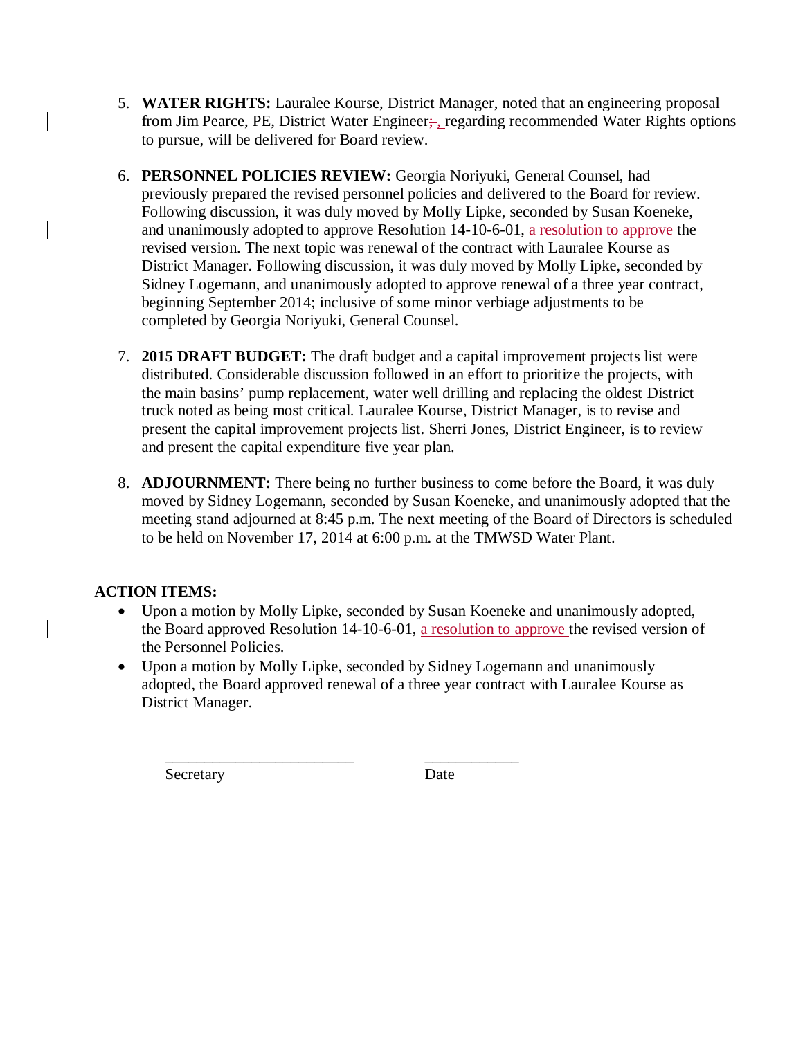5. **WATER RIGHTS:** Lauralee Kourse, District Manager, noted that an engineering proposal from Jim Pearce, PE, District Water Engineer, regarding recommended Water Rights options to pursue, will be delivered for Board review.

6. **PERSONNEL POLICIES REVIEW:** Georgia Noriyuki, General Counsel, had previously prepared the revised personnel policies and delivered to the Board for review. Following discussion, it was duly moved by Molly Lipke, seconded by Susan Koeneke, and unanimously adopted to approve Resolution 14-10-6-01, a resolution to approve the revised version. The next topic was renewal of the contract with Lauralee Kourse as District Manager. Following discussion, it was duly moved by Molly Lipke, seconded by Sidney Logemann, and unanimously adopted to approve renewal of a three year contract, beginning September 2014; inclusive of some minor verbiage adjustments to be completed by Georgia Noriyuki, General Counsel.

7. **2015 DRAFT BUDGET:** The draft budget and a capital improvement projects list were distributed. Considerable discussion followed in an effort to prioritize the projects, with the main basins' pump replacement, water well drilling and replacing the oldest District truck noted as being most critical. Lauralee Kourse, District Manager, is to revise and present the capital improvement projects list. Sherri Jones, District Engineer, is to review and present the capital expenditure five year plan.

8. **ADJOURNMENT:** There being no further business to come before the Board, it was duly moved by Sidney Logemann, seconded by Susan Koeneke, and unanimously adopted that the meeting stand adjourned at 8:45 p.m. The next meeting of the Board of Directors is scheduled to be held on November 17, 2014 at 6:00 p.m. at the TMWSD Water Plant.

**ACTION ITEMS:**

- Upon a motion by Molly Lipke, seconded by Susan Koeneke and unanimously adopted, the Board approved Resolution 14-10-6-01, a resolution to approve the revised version of the Personnel Policies.
- Upon a motion by Molly Lipke, seconded by Sidney Logemann and unanimously adopted, the Board approved renewal of a three year contract with Lauralee Kourse as District Manager.

\_\_\_\_\_\_\_\_\_\_\_\_\_\_\_\_\_\_\_\_\_\_\_\_ \_\_\_\_\_\_\_\_\_\_\_\_

Secretary Date